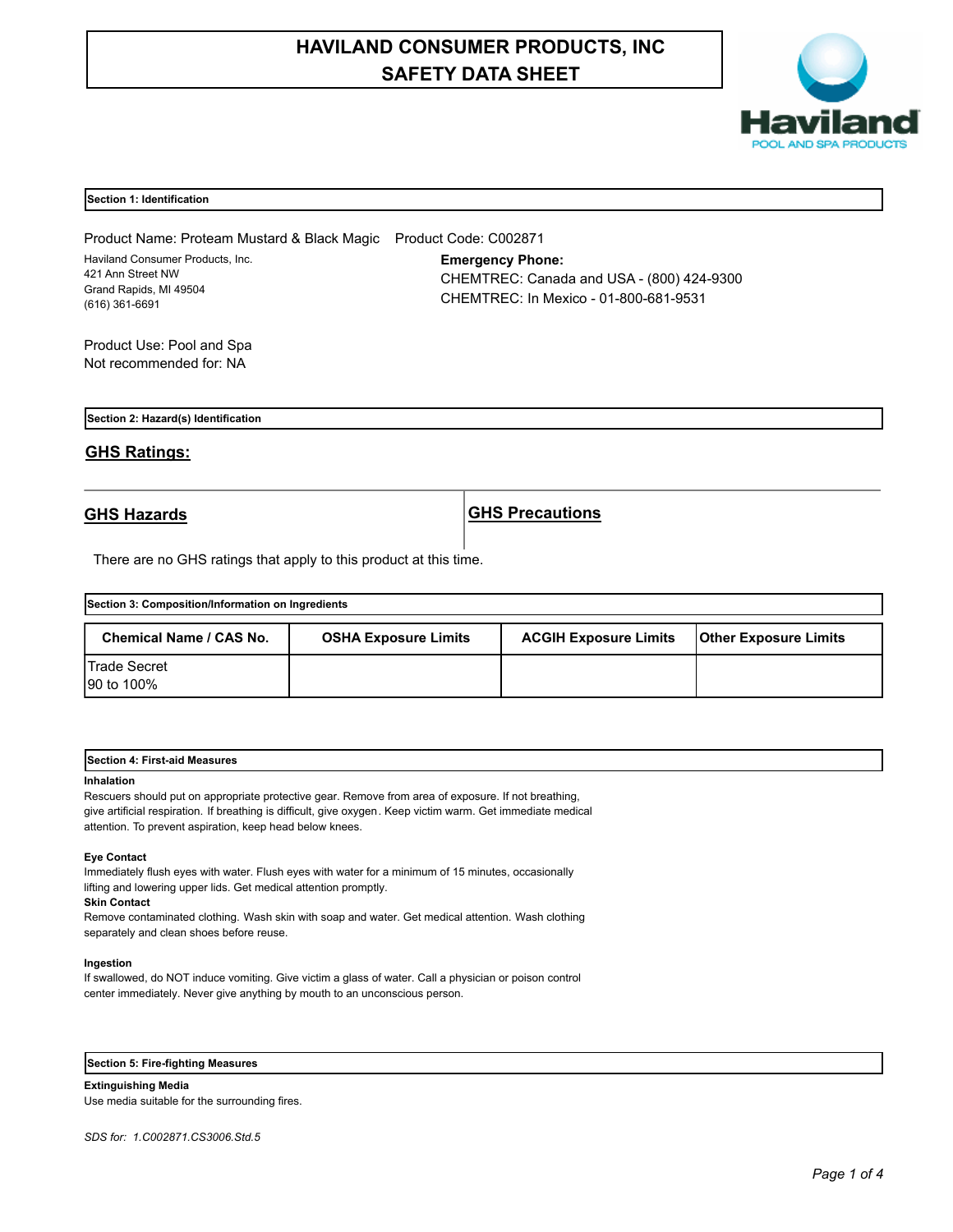# HAVILAND CONSUMER PRODUCTS, INC
# SAFETY DATA SHEET

## Section 1: Identification

Product Name: Proteam Mustard & Black Magic    Product Code: C002871

Haviland Consumer Products, Inc.
421 Ann Street NW
Grand Rapids, MI 49504
(616) 361-6691

**Emergency Phone:**
CHEMTREC: Canada and USA - (800) 424-9300
CHEMTREC: In Mexico - 01-800-681-9531

Product Use: Pool and Spa
Not recommended for: NA

## Section 2: Hazard(s) Identification

### GHS Ratings:

| GHS Hazards | GHS Precautions |
|---|---|

There are no GHS ratings that apply to this product at this time.

## Section 3: Composition/Information on Ingredients

| Chemical Name / CAS No. | OSHA Exposure Limits | ACGIH Exposure Limits | Other Exposure Limits |
|---|---|---|---|
| Trade Secret<br>90 to 100% | | | |

## Section 4: First-aid Measures

**Inhalation**
Rescuers should put on appropriate protective gear. Remove from area of exposure. If not breathing, give artificial respiration. If breathing is difficult, give oxygen. Keep victim warm. Get immediate medical attention. To prevent aspiration, keep head below knees.

**Eye Contact**
Immediately flush eyes with water. Flush eyes with water for a minimum of 15 minutes, occasionally lifting and lowering upper lids. Get medical attention promptly.

**Skin Contact**
Remove contaminated clothing. Wash skin with soap and water. Get medical attention. Wash clothing separately and clean shoes before reuse.

**Ingestion**
If swallowed, do NOT induce vomiting. Give victim a glass of water. Call a physician or poison control center immediately. Never give anything by mouth to an unconscious person.

## Section 5: Fire-fighting Measures

**Extinguishing Media**
Use media suitable for the surrounding fires.

*SDS for: 1.C002871.CS3006.Std.5*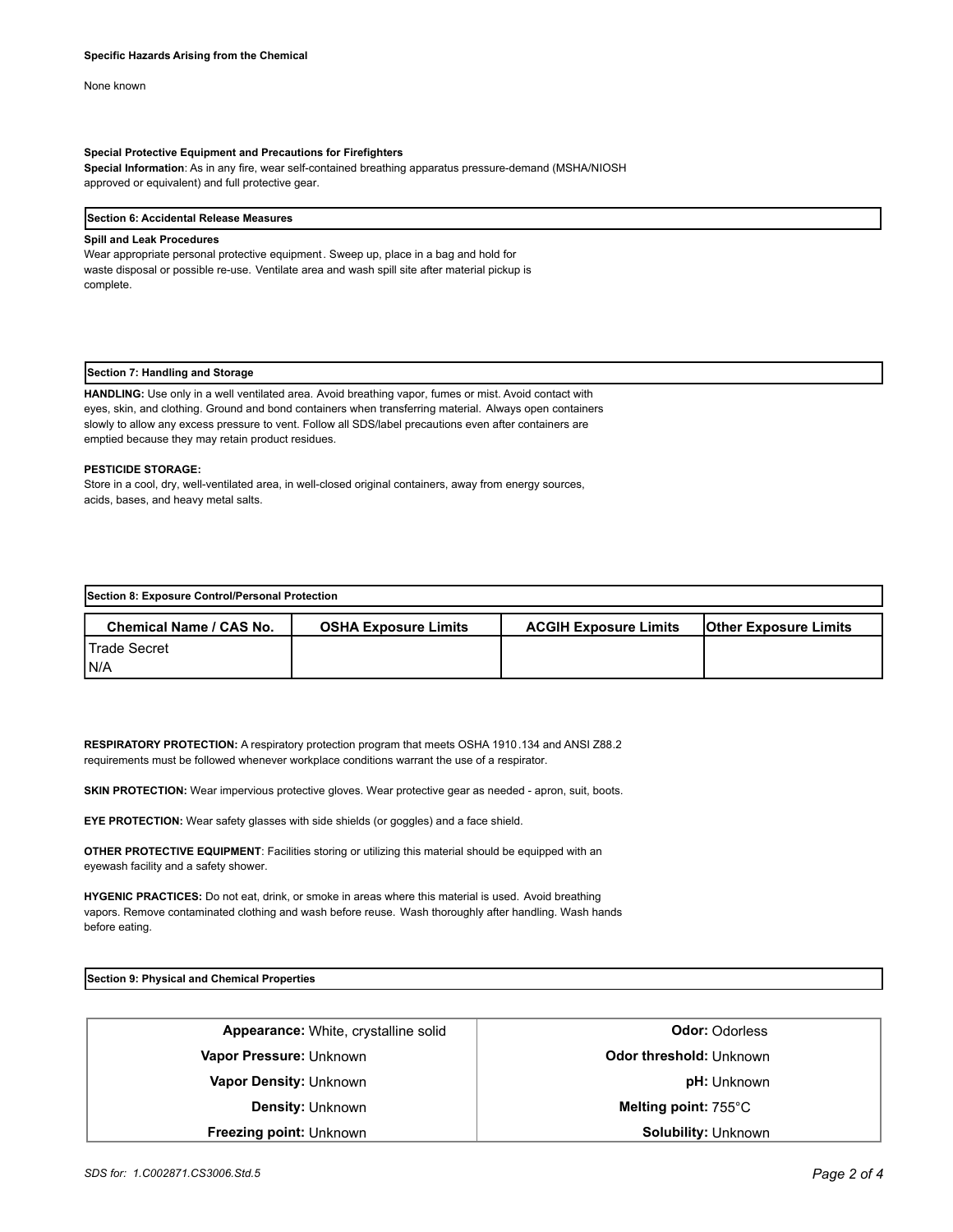**Specific Hazards Arising from the Chemical**

None known

**Special Protective Equipment and Precautions for Firefighters**

**Special Information**: As in any fire, wear self-contained breathing apparatus pressure-demand (MSHA/NIOSH approved or equivalent) and full protective gear.

## Section 6: Accidental Release Measures

**Spill and Leak Procedures**

Wear appropriate personal protective equipment. Sweep up, place in a bag and hold for waste disposal or possible re-use. Ventilate area and wash spill site after material pickup is complete.

## Section 7: Handling and Storage

**HANDLING:** Use only in a well ventilated area. Avoid breathing vapor, fumes or mist. Avoid contact with eyes, skin, and clothing. Ground and bond containers when transferring material. Always open containers slowly to allow any excess pressure to vent. Follow all SDS/label precautions even after containers are emptied because they may retain product residues.

**PESTICIDE STORAGE:**

Store in a cool, dry, well-ventilated area, in well-closed original containers, away from energy sources, acids, bases, and heavy metal salts.

## Section 8: Exposure Control/Personal Protection

| Chemical Name / CAS No. | OSHA Exposure Limits | ACGIH Exposure Limits | Other Exposure Limits |
|---|---|---|---|
| Trade Secret<br>N/A | | | |

**RESPIRATORY PROTECTION:** A respiratory protection program that meets OSHA 1910.134 and ANSI Z88.2 requirements must be followed whenever workplace conditions warrant the use of a respirator.

**SKIN PROTECTION:** Wear impervious protective gloves. Wear protective gear as needed - apron, suit, boots.

**EYE PROTECTION:** Wear safety glasses with side shields (or goggles) and a face shield.

**OTHER PROTECTIVE EQUIPMENT**: Facilities storing or utilizing this material should be equipped with an eyewash facility and a safety shower.

**HYGENIC PRACTICES:** Do not eat, drink, or smoke in areas where this material is used. Avoid breathing vapors. Remove contaminated clothing and wash before reuse. Wash thoroughly after handling. Wash hands before eating.

## Section 9: Physical and Chemical Properties

| | |
|---|---|
| **Appearance:** White, crystalline solid | **Odor:** Odorless |
| **Vapor Pressure:** Unknown | **Odor threshold:** Unknown |
| **Vapor Density:** Unknown | **pH:** Unknown |
| **Density:** Unknown | **Melting point:** 755°C |
| **Freezing point:** Unknown | **Solubility:** Unknown |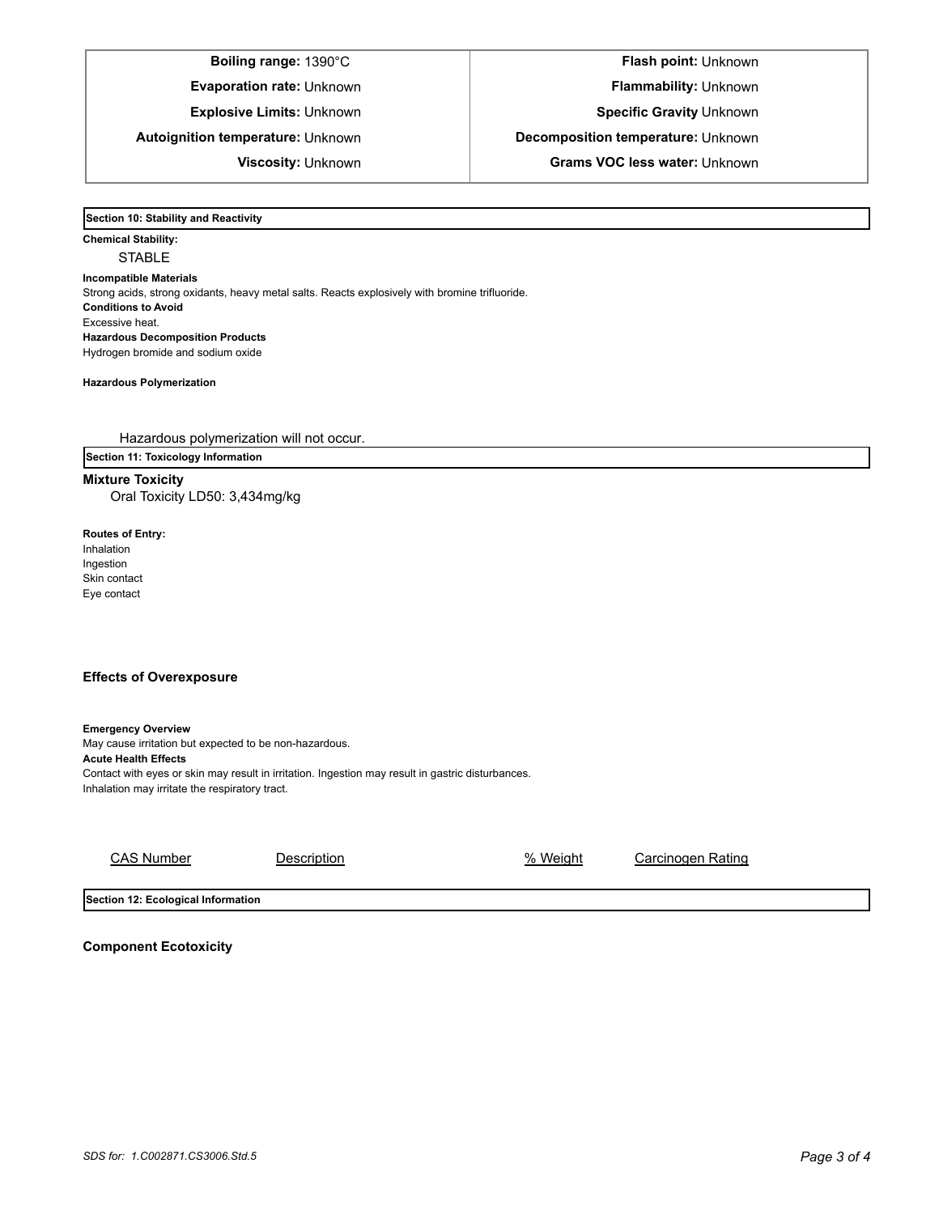| | |
|---|---|
| **Boiling range:** 1390°C | **Flash point:** Unknown |
| **Evaporation rate:** Unknown | **Flammability:** Unknown |
| **Explosive Limits:** Unknown | **Specific Gravity** Unknown |
| **Autoignition temperature:** Unknown | **Decomposition temperature:** Unknown |
| **Viscosity:** Unknown | **Grams VOC less water:** Unknown |

## Section 10: Stability and Reactivity

**Chemical Stability:**

STABLE

**Incompatible Materials**

Strong acids, strong oxidants, heavy metal salts. Reacts explosively with bromine trifluoride.

**Conditions to Avoid**

Excessive heat.

**Hazardous Decomposition Products**

Hydrogen bromide and sodium oxide

**Hazardous Polymerization**

Hazardous polymerization will not occur.

## Section 11: Toxicology Information

**Mixture Toxicity**

Oral Toxicity LD50: 3,434mg/kg

**Routes of Entry:**

Inhalation
Ingestion
Skin contact
Eye contact

**Effects of Overexposure**

**Emergency Overview**

May cause irritation but expected to be non-hazardous.

**Acute Health Effects**

Contact with eyes or skin may result in irritation. Ingestion may result in gastric disturbances.
Inhalation may irritate the respiratory tract.

| CAS Number | Description | % Weight | Carcinogen Rating |
|---|---|---|---|

## Section 12: Ecological Information

**Component Ecotoxicity**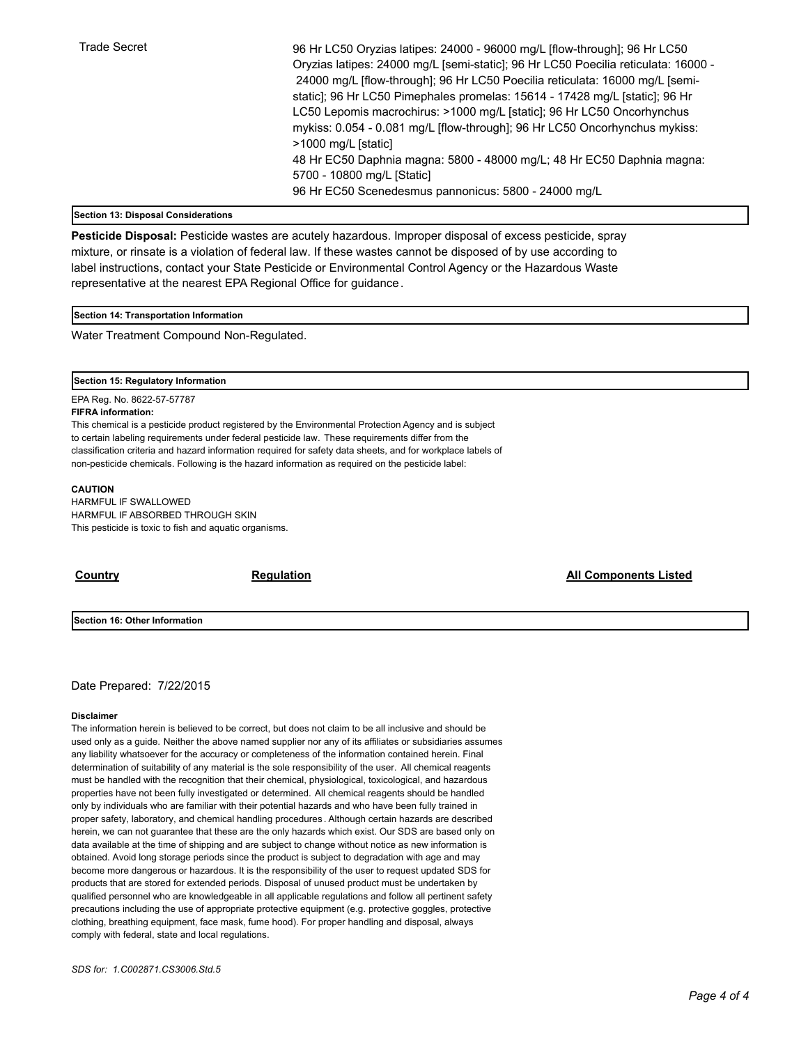| | |
|---|---|
| Trade Secret | 96 Hr LC50 Oryzias latipes: 24000 - 96000 mg/L [flow-through]; 96 Hr LC50 Oryzias latipes: 24000 mg/L [semi-static]; 96 Hr LC50 Poecilia reticulata: 16000 - 24000 mg/L [flow-through]; 96 Hr LC50 Poecilia reticulata: 16000 mg/L [semi-static]; 96 Hr LC50 Pimephales promelas: 15614 - 17428 mg/L [static]; 96 Hr LC50 Lepomis macrochirus: >1000 mg/L [static]; 96 Hr LC50 Oncorhynchus mykiss: 0.054 - 0.081 mg/L [flow-through]; 96 Hr LC50 Oncorhynchus mykiss: >1000 mg/L [static]<br>48 Hr EC50 Daphnia magna: 5800 - 48000 mg/L; 48 Hr EC50 Daphnia magna: 5700 - 10800 mg/L [Static]<br>96 Hr EC50 Scenedesmus pannonicus: 5800 - 24000 mg/L |

## Section 13: Disposal Considerations

**Pesticide Disposal:** Pesticide wastes are acutely hazardous. Improper disposal of excess pesticide, spray mixture, or rinsate is a violation of federal law. If these wastes cannot be disposed of by use according to label instructions, contact your State Pesticide or Environmental Control Agency or the Hazardous Waste representative at the nearest EPA Regional Office for guidance.

## Section 14: Transportation Information

Water Treatment Compound Non-Regulated.

## Section 15: Regulatory Information

EPA Reg. No. 8622-57-57787

**FIFRA information:**

This chemical is a pesticide product registered by the Environmental Protection Agency and is subject to certain labeling requirements under federal pesticide law. These requirements differ from the classification criteria and hazard information required for safety data sheets, and for workplace labels of non-pesticide chemicals. Following is the hazard information as required on the pesticide label:

**CAUTION**

HARMFUL IF SWALLOWED
HARMFUL IF ABSORBED THROUGH SKIN
This pesticide is toxic to fish and aquatic organisms.

| Country | Regulation | All Components Listed |
|---|---|---|

## Section 16: Other Information

Date Prepared: 7/22/2015

**Disclaimer**

The information herein is believed to be correct, but does not claim to be all inclusive and should be used only as a guide. Neither the above named supplier nor any of its affiliates or subsidiaries assumes any liability whatsoever for the accuracy or completeness of the information contained herein. Final determination of suitability of any material is the sole responsibility of the user. All chemical reagents must be handled with the recognition that their chemical, physiological, toxicological, and hazardous properties have not been fully investigated or determined. All chemical reagents should be handled only by individuals who are familiar with their potential hazards and who have been fully trained in proper safety, laboratory, and chemical handling procedures. Although certain hazards are described herein, we can not guarantee that these are the only hazards which exist. Our SDS are based only on data available at the time of shipping and are subject to change without notice as new information is obtained. Avoid long storage periods since the product is subject to degradation with age and may become more dangerous or hazardous. It is the responsibility of the user to request updated SDS for products that are stored for extended periods. Disposal of unused product must be undertaken by qualified personnel who are knowledgeable in all applicable regulations and follow all pertinent safety precautions including the use of appropriate protective equipment (e.g. protective goggles, protective clothing, breathing equipment, face mask, fume hood). For proper handling and disposal, always comply with federal, state and local regulations.

*SDS for: 1.C002871.CS3006.Std.5*